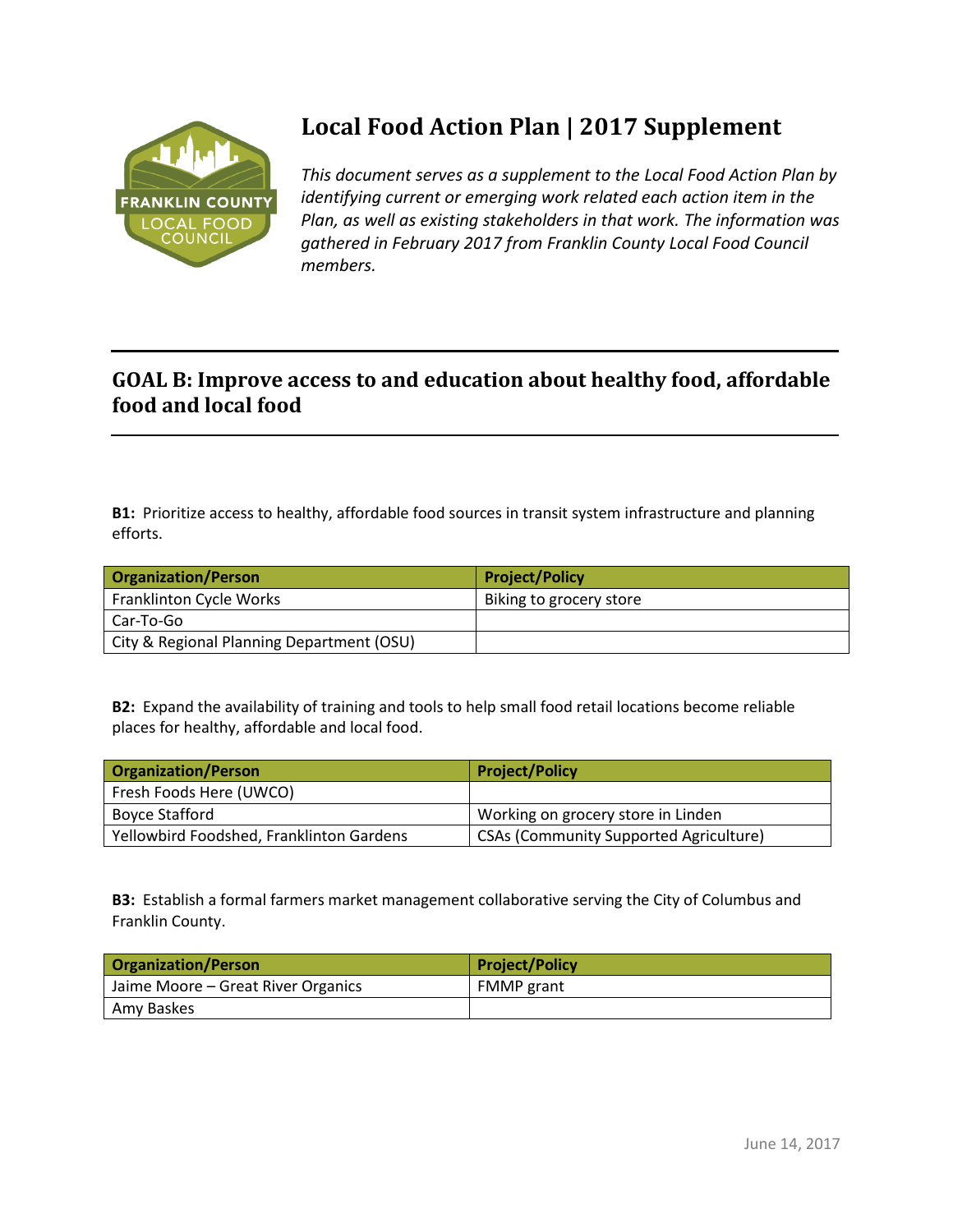# Local Food Action Plan | 2017 Supplement

*This document serves as a supplement to the Local Food Action Plan by identifying current or emerging work related each action item in the Plan, as well as existing stakeholders in that work. The information was gathered in February 2017 from Franklin County Local Food Council members.*

## GOAL B: Improve access to and education about healthy food, affordable food and local food

**B1:** Prioritize access to healthy, affordable food sources in transit system infrastructure and planning efforts.

| Organization/Person | Project/Policy |
| --- | --- |
| Franklinton Cycle Works | Biking to grocery store |
| Car-To-Go | |
| City & Regional Planning Department (OSU) | |

**B2:** Expand the availability of training and tools to help small food retail locations become reliable places for healthy, affordable and local food.

| Organization/Person | Project/Policy |
| --- | --- |
| Fresh Foods Here (UWCO) | |
| Boyce Stafford | Working on grocery store in Linden |
| Yellowbird Foodshed, Franklinton Gardens | CSAs (Community Supported Agriculture) |

**B3:** Establish a formal farmers market management collaborative serving the City of Columbus and Franklin County.

| Organization/Person | Project/Policy |
| --- | --- |
| Jaime Moore – Great River Organics | FMMP grant |
| Amy Baskes | |

June 14, 2017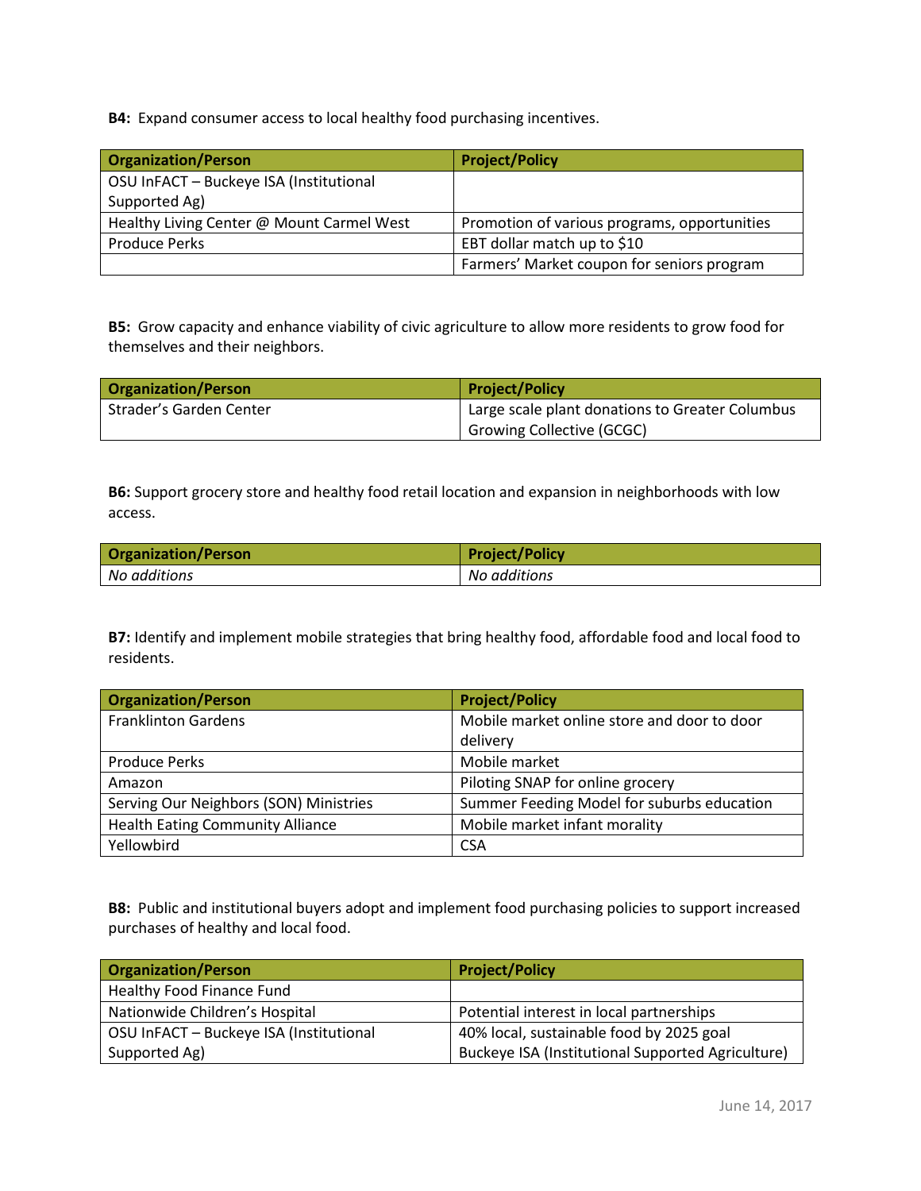**B4:** Expand consumer access to local healthy food purchasing incentives.

| Organization/Person | Project/Policy |
| --- | --- |
| OSU InFACT – Buckeye ISA (Institutional Supported Ag) | |
| Healthy Living Center @ Mount Carmel West | Promotion of various programs, opportunities |
| Produce Perks | EBT dollar match up to $10 |
| | Farmers' Market coupon for seniors program |

**B5:** Grow capacity and enhance viability of civic agriculture to allow more residents to grow food for themselves and their neighbors.

| Organization/Person | Project/Policy |
| --- | --- |
| Strader's Garden Center | Large scale plant donations to Greater Columbus Growing Collective (GCGC) |

**B6:** Support grocery store and healthy food retail location and expansion in neighborhoods with low access.

| Organization/Person | Project/Policy |
| --- | --- |
| *No additions* | *No additions* |

**B7:** Identify and implement mobile strategies that bring healthy food, affordable food and local food to residents.

| Organization/Person | Project/Policy |
| --- | --- |
| Franklinton Gardens | Mobile market online store and door to door delivery |
| Produce Perks | Mobile market |
| Amazon | Piloting SNAP for online grocery |
| Serving Our Neighbors (SON) Ministries | Summer Feeding Model for suburbs education |
| Health Eating Community Alliance | Mobile market infant morality |
| Yellowbird | CSA |

**B8:** Public and institutional buyers adopt and implement food purchasing policies to support increased purchases of healthy and local food.

| Organization/Person | Project/Policy |
| --- | --- |
| Healthy Food Finance Fund | |
| Nationwide Children's Hospital | Potential interest in local partnerships |
| OSU InFACT – Buckeye ISA (Institutional Supported Ag) | 40% local, sustainable food by 2025 goal<br>Buckeye ISA (Institutional Supported Agriculture) |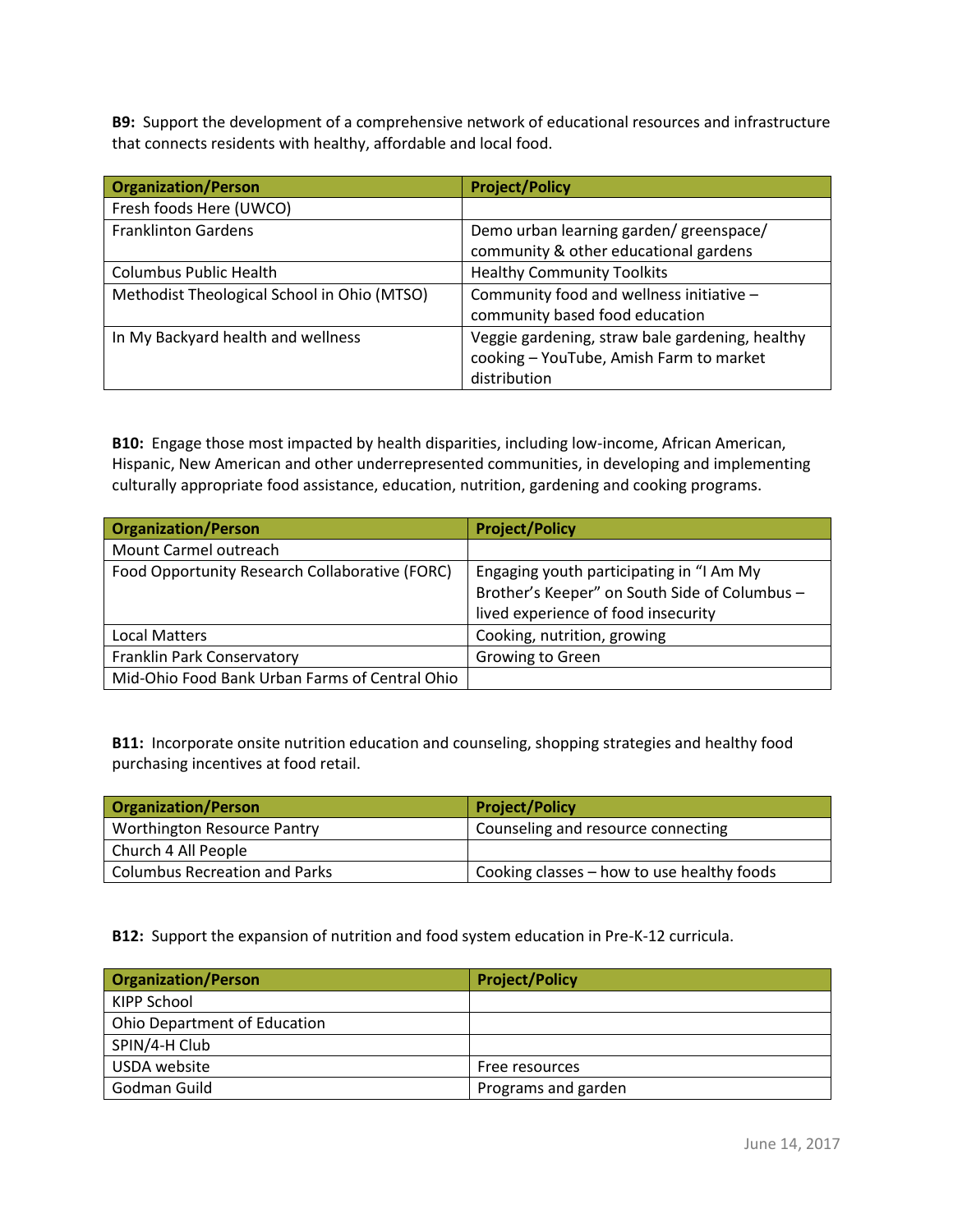**B9:** Support the development of a comprehensive network of educational resources and infrastructure that connects residents with healthy, affordable and local food.

| Organization/Person | Project/Policy |
| --- | --- |
| Fresh foods Here (UWCO) | |
| Franklinton Gardens | Demo urban learning garden/ greenspace/ community & other educational gardens |
| Columbus Public Health | Healthy Community Toolkits |
| Methodist Theological School in Ohio (MTSO) | Community food and wellness initiative – community based food education |
| In My Backyard health and wellness | Veggie gardening, straw bale gardening, healthy cooking – YouTube, Amish Farm to market distribution |

**B10:** Engage those most impacted by health disparities, including low-income, African American, Hispanic, New American and other underrepresented communities, in developing and implementing culturally appropriate food assistance, education, nutrition, gardening and cooking programs.

| Organization/Person | Project/Policy |
| --- | --- |
| Mount Carmel outreach | |
| Food Opportunity Research Collaborative (FORC) | Engaging youth participating in "I Am My Brother's Keeper" on South Side of Columbus – lived experience of food insecurity |
| Local Matters | Cooking, nutrition, growing |
| Franklin Park Conservatory | Growing to Green |
| Mid-Ohio Food Bank Urban Farms of Central Ohio | |

**B11:** Incorporate onsite nutrition education and counseling, shopping strategies and healthy food purchasing incentives at food retail.

| Organization/Person | Project/Policy |
| --- | --- |
| Worthington Resource Pantry | Counseling and resource connecting |
| Church 4 All People | |
| Columbus Recreation and Parks | Cooking classes – how to use healthy foods |

**B12:** Support the expansion of nutrition and food system education in Pre-K-12 curricula.

| Organization/Person | Project/Policy |
| --- | --- |
| KIPP School | |
| Ohio Department of Education | |
| SPIN/4-H Club | |
| USDA website | Free resources |
| Godman Guild | Programs and garden |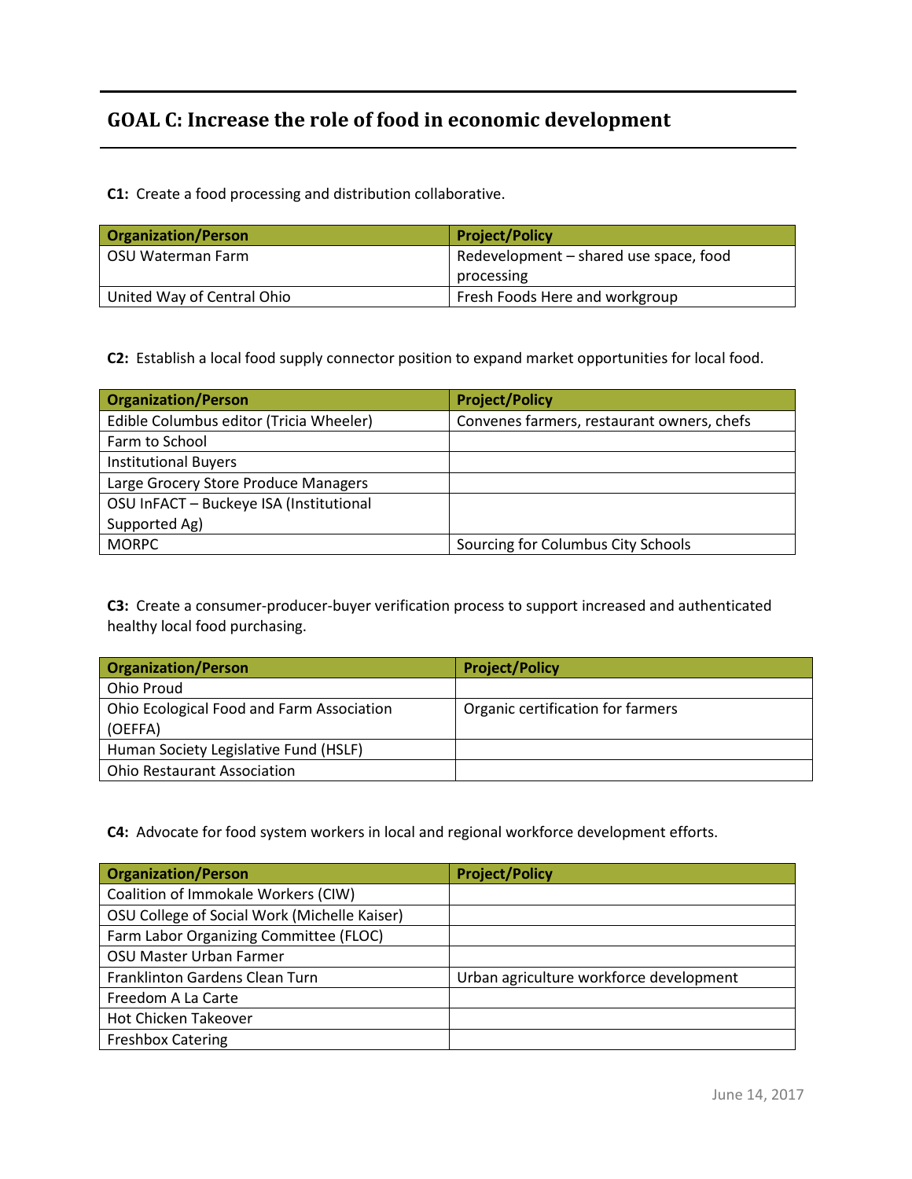## GOAL C: Increase the role of food in economic development

**C1:** Create a food processing and distribution collaborative.

| Organization/Person | Project/Policy |
|---|---|
| OSU Waterman Farm | Redevelopment – shared use space, food processing |
| United Way of Central Ohio | Fresh Foods Here and workgroup |

**C2:** Establish a local food supply connector position to expand market opportunities for local food.

| Organization/Person | Project/Policy |
|---|---|
| Edible Columbus editor (Tricia Wheeler) | Convenes farmers, restaurant owners, chefs |
| Farm to School | |
| Institutional Buyers | |
| Large Grocery Store Produce Managers | |
| OSU InFACT – Buckeye ISA (Institutional Supported Ag) | |
| MORPC | Sourcing for Columbus City Schools |

**C3:** Create a consumer-producer-buyer verification process to support increased and authenticated healthy local food purchasing.

| Organization/Person | Project/Policy |
|---|---|
| Ohio Proud | |
| Ohio Ecological Food and Farm Association (OEFFA) | Organic certification for farmers |
| Human Society Legislative Fund (HSLF) | |
| Ohio Restaurant Association | |

**C4:** Advocate for food system workers in local and regional workforce development efforts.

| Organization/Person | Project/Policy |
|---|---|
| Coalition of Immokale Workers (CIW) | |
| OSU College of Social Work (Michelle Kaiser) | |
| Farm Labor Organizing Committee (FLOC) | |
| OSU Master Urban Farmer | |
| Franklinton Gardens Clean Turn | Urban agriculture workforce development |
| Freedom A La Carte | |
| Hot Chicken Takeover | |
| Freshbox Catering | |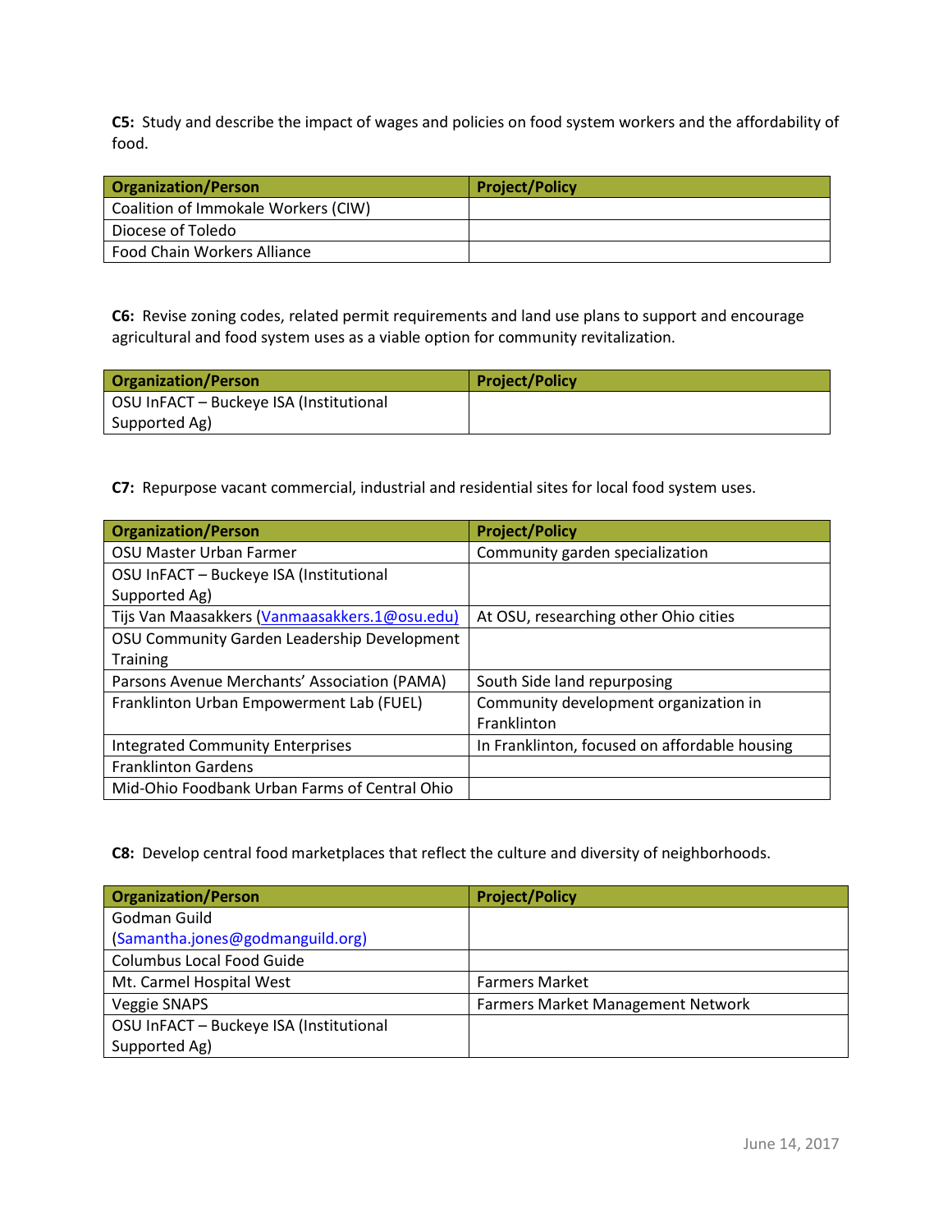**C5:** Study and describe the impact of wages and policies on food system workers and the affordability of food.

| Organization/Person | Project/Policy |
| --- | --- |
| Coalition of Immokale Workers (CIW) | |
| Diocese of Toledo | |
| Food Chain Workers Alliance | |

**C6:** Revise zoning codes, related permit requirements and land use plans to support and encourage agricultural and food system uses as a viable option for community revitalization.

| Organization/Person | Project/Policy |
| --- | --- |
| OSU InFACT – Buckeye ISA (Institutional Supported Ag) | |

**C7:** Repurpose vacant commercial, industrial and residential sites for local food system uses.

| Organization/Person | Project/Policy |
| --- | --- |
| OSU Master Urban Farmer | Community garden specialization |
| OSU InFACT – Buckeye ISA (Institutional Supported Ag) | |
| Tijs Van Maasakkers (Vanmaasakkers.1@osu.edu) | At OSU, researching other Ohio cities |
| OSU Community Garden Leadership Development Training | |
| Parsons Avenue Merchants' Association (PAMA) | South Side land repurposing |
| Franklinton Urban Empowerment Lab (FUEL) | Community development organization in Franklinton |
| Integrated Community Enterprises | In Franklinton, focused on affordable housing |
| Franklinton Gardens | |
| Mid-Ohio Foodbank Urban Farms of Central Ohio | |

**C8:** Develop central food marketplaces that reflect the culture and diversity of neighborhoods.

| Organization/Person | Project/Policy |
| --- | --- |
| Godman Guild (Samantha.jones@godmanguild.org) | |
| Columbus Local Food Guide | |
| Mt. Carmel Hospital West | Farmers Market |
| Veggie SNAPS | Farmers Market Management Network |
| OSU InFACT – Buckeye ISA (Institutional Supported Ag) | |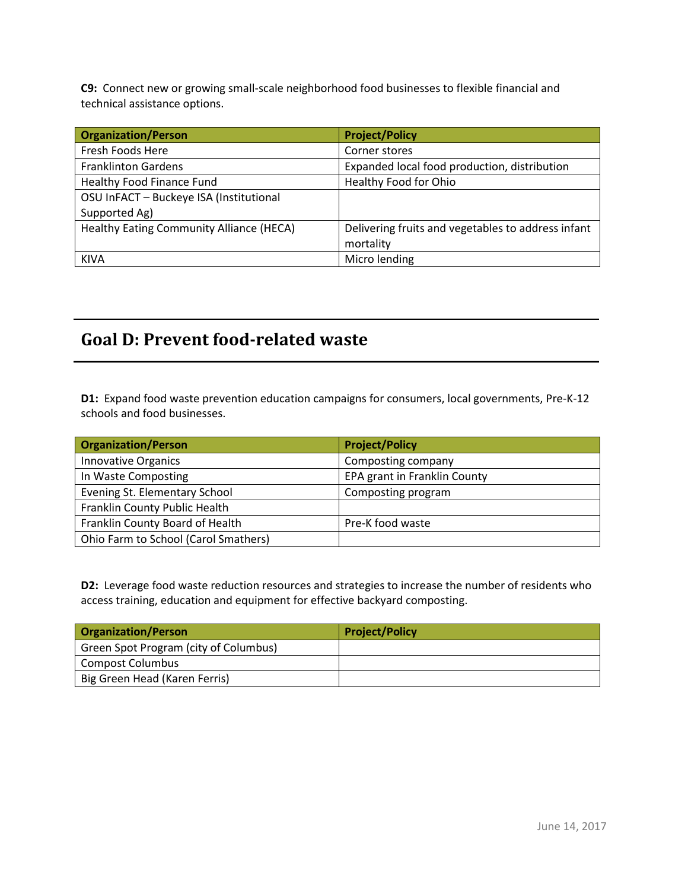**C9:** Connect new or growing small-scale neighborhood food businesses to flexible financial and technical assistance options.

| Organization/Person | Project/Policy |
|---|---|
| Fresh Foods Here | Corner stores |
| Franklinton Gardens | Expanded local food production, distribution |
| Healthy Food Finance Fund | Healthy Food for Ohio |
| OSU InFACT – Buckeye ISA (Institutional Supported Ag) | |
| Healthy Eating Community Alliance (HECA) | Delivering fruits and vegetables to address infant mortality |
| KIVA | Micro lending |

## Goal D: Prevent food-related waste

**D1:** Expand food waste prevention education campaigns for consumers, local governments, Pre-K-12 schools and food businesses.

| Organization/Person | Project/Policy |
|---|---|
| Innovative Organics | Composting company |
| In Waste Composting | EPA grant in Franklin County |
| Evening St. Elementary School | Composting program |
| Franklin County Public Health | |
| Franklin County Board of Health | Pre-K food waste |
| Ohio Farm to School (Carol Smathers) | |

**D2:** Leverage food waste reduction resources and strategies to increase the number of residents who access training, education and equipment for effective backyard composting.

| Organization/Person | Project/Policy |
|---|---|
| Green Spot Program (city of Columbus) | |
| Compost Columbus | |
| Big Green Head (Karen Ferris) | |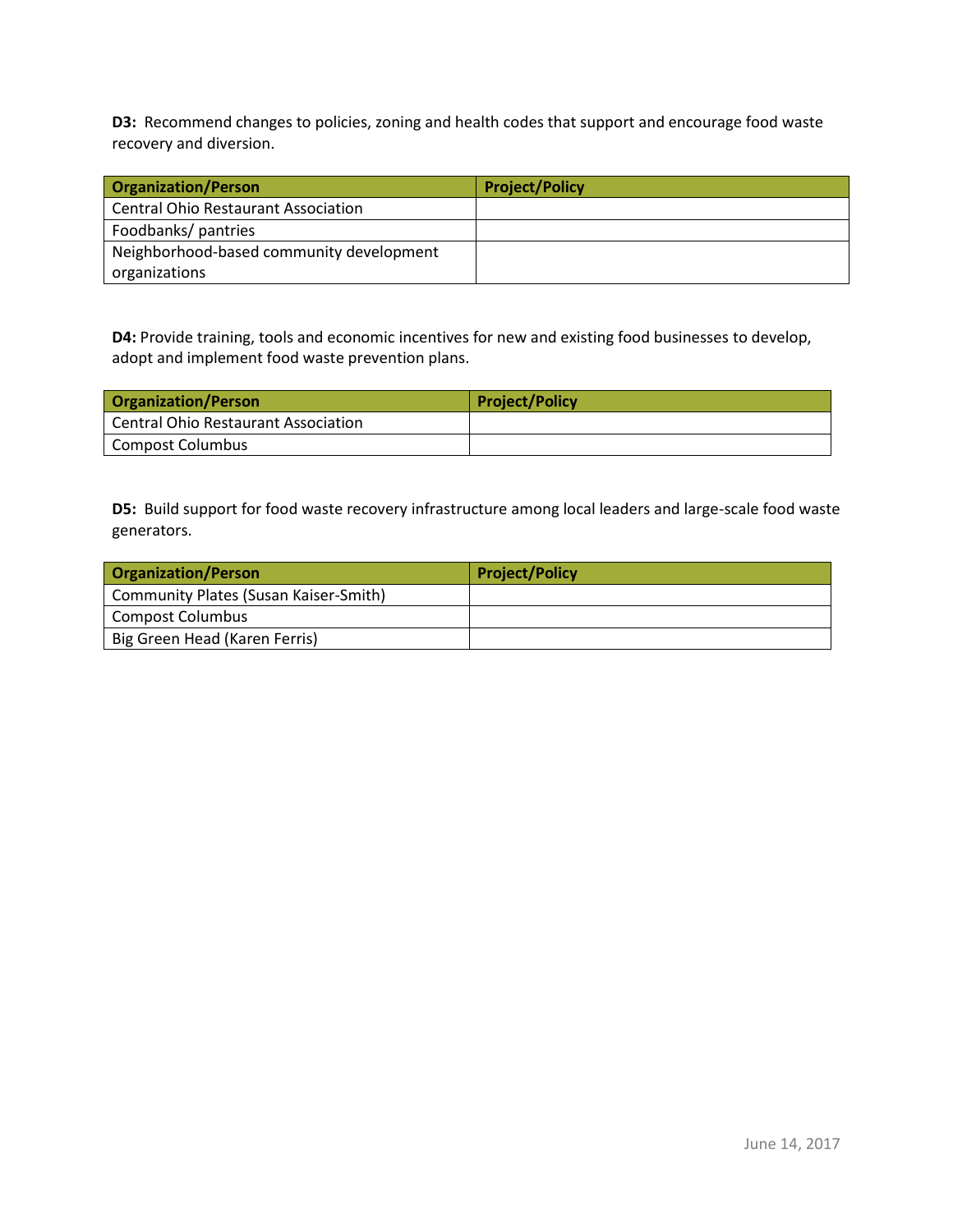**D3:** Recommend changes to policies, zoning and health codes that support and encourage food waste recovery and diversion.

| Organization/Person | Project/Policy |
| --- | --- |
| Central Ohio Restaurant Association | |
| Foodbanks/ pantries | |
| Neighborhood-based community development organizations | |

**D4:** Provide training, tools and economic incentives for new and existing food businesses to develop, adopt and implement food waste prevention plans.

| Organization/Person | Project/Policy |
| --- | --- |
| Central Ohio Restaurant Association | |
| Compost Columbus | |

**D5:** Build support for food waste recovery infrastructure among local leaders and large-scale food waste generators.

| Organization/Person | Project/Policy |
| --- | --- |
| Community Plates (Susan Kaiser-Smith) | |
| Compost Columbus | |
| Big Green Head (Karen Ferris) | |